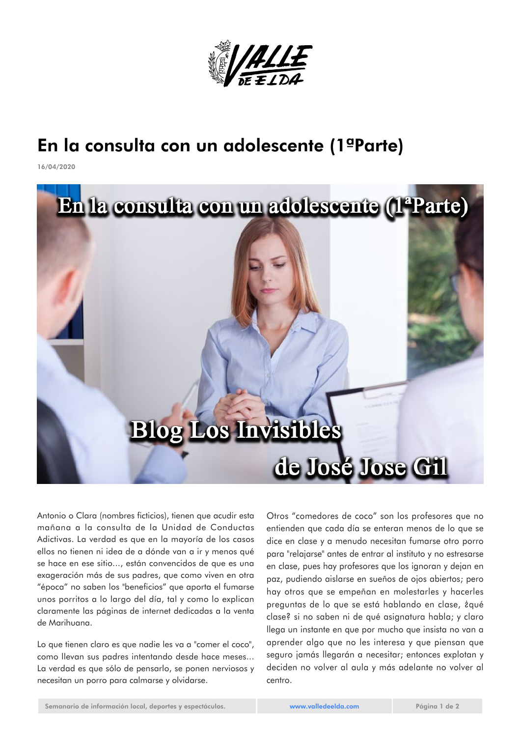# En la consulta con un adolescente (1ªParte)

16/04/2020

Antonio o Clara (nombres ficticios), tienen que acudir esta mañana a la consulta de la Unidad de Conductas Adictivas. La verdad es que en la mayoría de los casos ellos no tienen ni idea de a dónde van a ir y menos qué se hace en ese sitio..., están convencidos de que es una exageración más de sus padres, que como viven en otra "época" no saben los "beneficios" que aporta el fumarse unos porritos a lo largo del día, tal y como lo explican claramente las páginas de internet dedicadas a la venta de Marihuana.

Lo que tienen claro es que nadie les va a "comer el coco", como llevan sus padres intentando desde hace meses... La verdad es que sólo de pensarlo, se ponen nerviosos y necesitan un porro para calmarse y olvidarse.

Otros "comedores de coco" son los profesores que no entienden que cada día se enteran menos de lo que se dice en clase y a menudo necesitan fumarse otro porro para "relajarse" antes de entrar al instituto y no estresarse en clase, pues hay profesores que los ignoran y dejan en paz, pudiendo aislarse en sueños de ojos abiertos; pero hay otros que se empeñan en molestarles y hacerles preguntas de lo que se está hablando en clase, ¿qué clase? si no saben ni de qué asignatura habla; y claro llega un instante en que por mucho que insista no van a aprender algo que no les interesa y que piensan que seguro jamás llegarán a necesitar; entonces explotan y deciden no volver al aula y más adelante no volver al centro.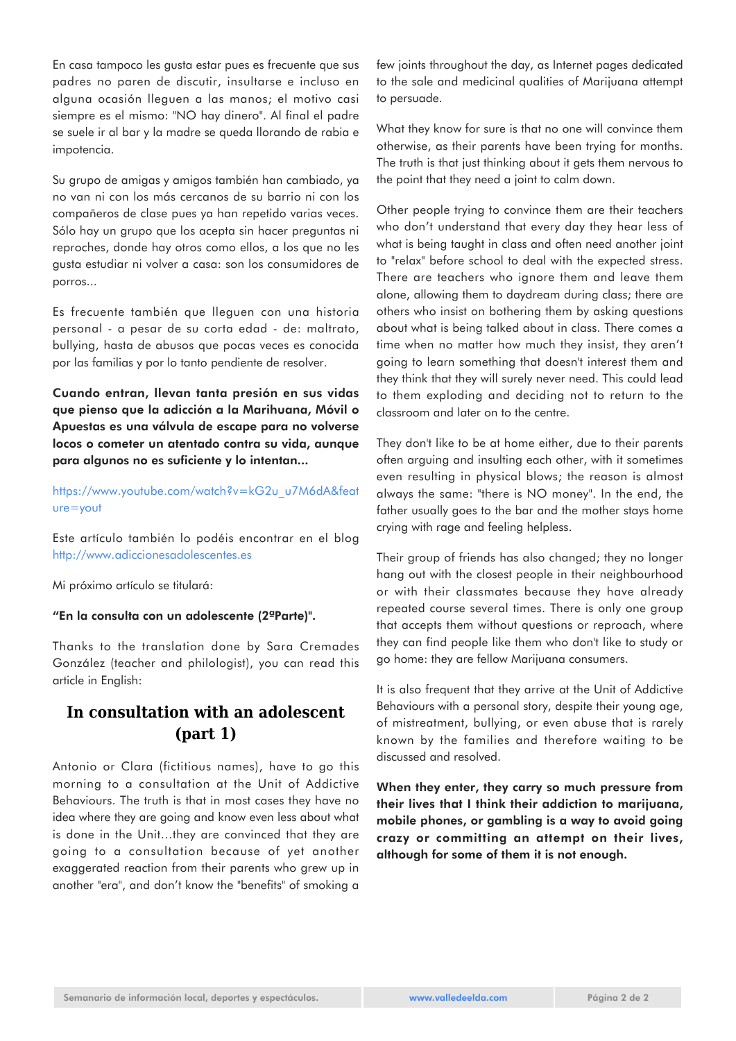En casa tampoco les gusta estar pues es frecuente que sus padres no paren de discutir, insultarse e incluso en alguna ocasión lleguen a las manos; el motivo casi siempre es el mismo: "NO hay dinero". Al final el padre se suele ir al bar y la madre se queda llorando de rabia e impotencia.

Su grupo de amigas y amigos también han cambiado, ya no van ni con los más cercanos de su barrio ni con los compañeros de clase pues ya han repetido varias veces. Sólo hay un grupo que los acepta sin hacer preguntas ni reproches, donde hay otros como ellos, a los que no les gusta estudiar ni volver a casa: son los consumidores de porros...

Es frecuente también que lleguen con una historia personal - a pesar de su corta edad - de: maltrato, bullying, hasta de abusos que pocas veces es conocida por las familias y por lo tanto pendiente de resolver.

**Cuando entran, llevan tanta presión en sus vidas que pienso que la adicción a la Marihuana, Móvil o Apuestas es una válvula de escape para no volverse locos o cometer un atentado contra su vida, aunque para algunos no es suficiente y lo intentan...**

https://www.youtube.com/watch?v=kG2u_u7M6dA&feature=yout

Este artículo también lo podéis encontrar en el blog http://www.adiccionesadolescentes.es

Mi próximo artículo se titulará:

**"En la consulta con un adolescente (2ªParte)".**

Thanks to the translation done by Sara Cremades González (teacher and philologist), you can read this article in English:

## In consultation with an adolescent (part 1)

Antonio or Clara (fictitious names), have to go this morning to a consultation at the Unit of Addictive Behaviours. The truth is that in most cases they have no idea where they are going and know even less about what is done in the Unit...they are convinced that they are going to a consultation because of yet another exaggerated reaction from their parents who grew up in another "era", and don't know the "benefits" of smoking a few joints throughout the day, as Internet pages dedicated to the sale and medicinal qualities of Marijuana attempt to persuade.

What they know for sure is that no one will convince them otherwise, as their parents have been trying for months. The truth is that just thinking about it gets them nervous to the point that they need a joint to calm down.

Other people trying to convince them are their teachers who don't understand that every day they hear less of what is being taught in class and often need another joint to "relax" before school to deal with the expected stress. There are teachers who ignore them and leave them alone, allowing them to daydream during class; there are others who insist on bothering them by asking questions about what is being talked about in class. There comes a time when no matter how much they insist, they aren't going to learn something that doesn't interest them and they think that they will surely never need. This could lead to them exploding and deciding not to return to the classroom and later on to the centre.

They don't like to be at home either, due to their parents often arguing and insulting each other, with it sometimes even resulting in physical blows; the reason is almost always the same: "there is NO money". In the end, the father usually goes to the bar and the mother stays home crying with rage and feeling helpless.

Their group of friends has also changed; they no longer hang out with the closest people in their neighbourhood or with their classmates because they have already repeated course several times. There is only one group that accepts them without questions or reproach, where they can find people like them who don't like to study or go home: they are fellow Marijuana consumers.

It is also frequent that they arrive at the Unit of Addictive Behaviours with a personal story, despite their young age, of mistreatment, bullying, or even abuse that is rarely known by the families and therefore waiting to be discussed and resolved.

**When they enter, they carry so much pressure from their lives that I think their addiction to marijuana, mobile phones, or gambling is a way to avoid going crazy or committing an attempt on their lives, although for some of them it is not enough.**